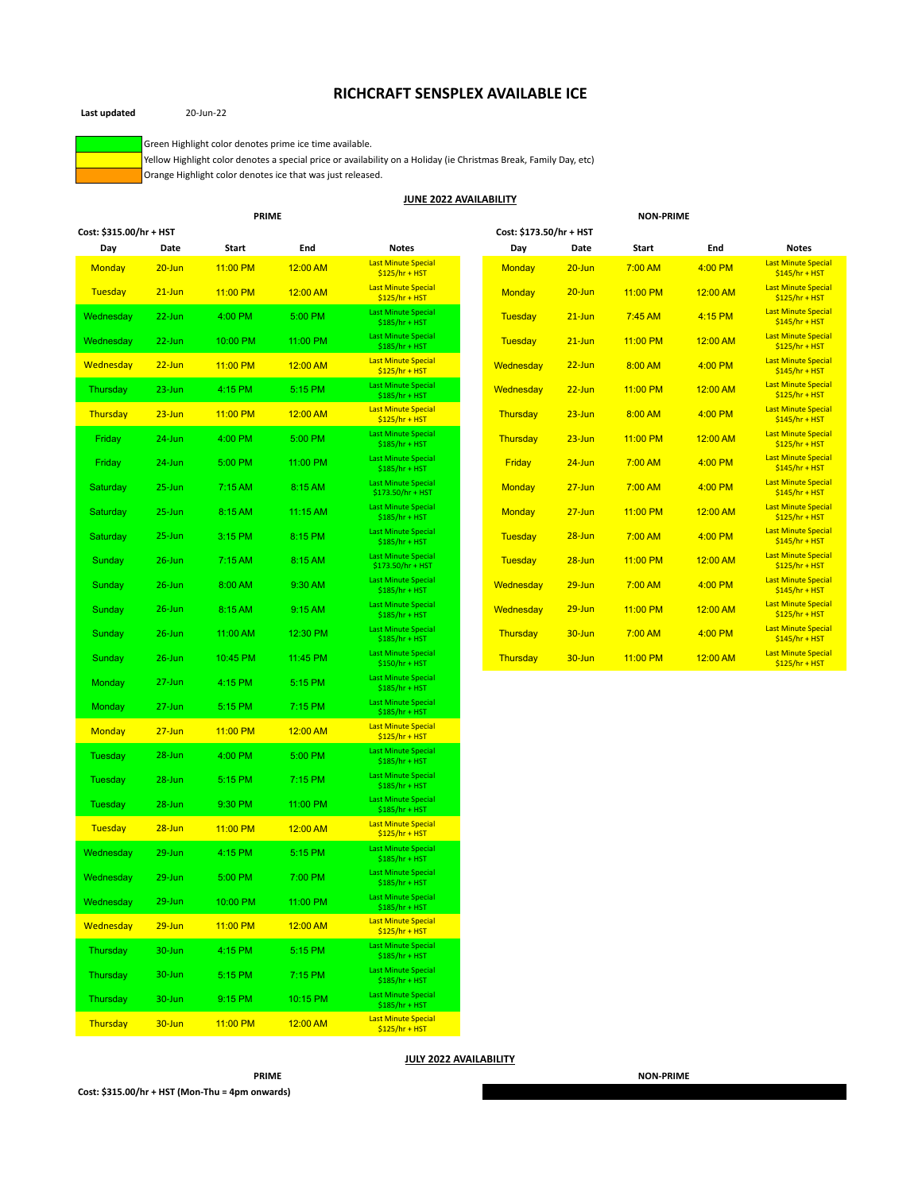# RICHCRAFT SENSPLEX AVAILABLE ICE

**Last updated** 20-Jun-22

| | |
|---|---|
| (Green) | Green Highlight color denotes prime ice time available. |
| (Yellow) | Yellow Highlight color denotes a special price or availability on a Holiday (ie Christmas Break, Family Day, etc) |
| (Orange) | Orange Highlight color denotes ice that was just released. |

## JUNE 2022 AVAILABILITY

### PRIME

Cost: $315.00/hr + HST

| Day | Date | Start | End | Notes |
|---|---|---|---|---|
| Monday | 20-Jun | 11:00 PM | 12:00 AM | Last Minute Special $125/hr + HST |
| Tuesday | 21-Jun | 11:00 PM | 12:00 AM | Last Minute Special $125/hr + HST |
| Wednesday | 22-Jun | 4:00 PM | 5:00 PM | Last Minute Special $185/hr + HST |
| Wednesday | 22-Jun | 10:00 PM | 11:00 PM | Last Minute Special $185/hr + HST |
| Wednesday | 22-Jun | 11:00 PM | 12:00 AM | Last Minute Special $125/hr + HST |
| Thursday | 23-Jun | 4:15 PM | 5:15 PM | Last Minute Special $185/hr + HST |
| Thursday | 23-Jun | 11:00 PM | 12:00 AM | Last Minute Special $125/hr + HST |
| Friday | 24-Jun | 4:00 PM | 5:00 PM | Last Minute Special $185/hr + HST |
| Friday | 24-Jun | 5:00 PM | 11:00 PM | Last Minute Special $185/hr + HST |
| Saturday | 25-Jun | 7:15 AM | 8:15 AM | Last Minute Special $173.50/hr + HST |
| Saturday | 25-Jun | 8:15 AM | 11:15 AM | Last Minute Special $185/hr + HST |
| Saturday | 25-Jun | 3:15 PM | 8:15 PM | Last Minute Special $185/hr + HST |
| Sunday | 26-Jun | 7:15 AM | 8:15 AM | Last Minute Special $173.50/hr + HST |
| Sunday | 26-Jun | 8:00 AM | 9:30 AM | Last Minute Special $185/hr + HST |
| Sunday | 26-Jun | 8:15 AM | 9:15 AM | Last Minute Special $185/hr + HST |
| Sunday | 26-Jun | 11:00 AM | 12:30 PM | Last Minute Special $185/hr + HST |
| Sunday | 26-Jun | 10:45 PM | 11:45 PM | Last Minute Special $150/hr + HST |
| Monday | 27-Jun | 4:15 PM | 5:15 PM | Last Minute Special $185/hr + HST |
| Monday | 27-Jun | 5:15 PM | 7:15 PM | Last Minute Special $185/hr + HST |
| Monday | 27-Jun | 11:00 PM | 12:00 AM | Last Minute Special $125/hr + HST |
| Tuesday | 28-Jun | 4:00 PM | 5:00 PM | Last Minute Special $185/hr + HST |
| Tuesday | 28-Jun | 5:15 PM | 7:15 PM | Last Minute Special $185/hr + HST |
| Tuesday | 28-Jun | 9:30 PM | 11:00 PM | Last Minute Special $185/hr + HST |
| Tuesday | 28-Jun | 11:00 PM | 12:00 AM | Last Minute Special $125/hr + HST |
| Wednesday | 29-Jun | 4:15 PM | 5:15 PM | Last Minute Special $185/hr + HST |
| Wednesday | 29-Jun | 5:00 PM | 7:00 PM | Last Minute Special $185/hr + HST |
| Wednesday | 29-Jun | 10:00 PM | 11:00 PM | Last Minute Special $185/hr + HST |
| Wednesday | 29-Jun | 11:00 PM | 12:00 AM | Last Minute Special $125/hr + HST |
| Thursday | 30-Jun | 4:15 PM | 5:15 PM | Last Minute Special $185/hr + HST |
| Thursday | 30-Jun | 5:15 PM | 7:15 PM | Last Minute Special $185/hr + HST |
| Thursday | 30-Jun | 9:15 PM | 10:15 PM | Last Minute Special $185/hr + HST |
| Thursday | 30-Jun | 11:00 PM | 12:00 AM | Last Minute Special $125/hr + HST |

### NON-PRIME

Cost: $173.50/hr + HST

| Day | Date | Start | End | Notes |
|---|---|---|---|---|
| Monday | 20-Jun | 7:00 AM | 4:00 PM | Last Minute Special $145/hr + HST |
| Monday | 20-Jun | 11:00 PM | 12:00 AM | Last Minute Special $125/hr + HST |
| Tuesday | 21-Jun | 7:45 AM | 4:15 PM | Last Minute Special $145/hr + HST |
| Tuesday | 21-Jun | 11:00 PM | 12:00 AM | Last Minute Special $125/hr + HST |
| Wednesday | 22-Jun | 8:00 AM | 4:00 PM | Last Minute Special $145/hr + HST |
| Wednesday | 22-Jun | 11:00 PM | 12:00 AM | Last Minute Special $125/hr + HST |
| Thursday | 23-Jun | 8:00 AM | 4:00 PM | Last Minute Special $145/hr + HST |
| Thursday | 23-Jun | 11:00 PM | 12:00 AM | Last Minute Special $125/hr + HST |
| Friday | 24-Jun | 7:00 AM | 4:00 PM | Last Minute Special $145/hr + HST |
| Monday | 27-Jun | 7:00 AM | 4:00 PM | Last Minute Special $145/hr + HST |
| Monday | 27-Jun | 11:00 PM | 12:00 AM | Last Minute Special $125/hr + HST |
| Tuesday | 28-Jun | 7:00 AM | 4:00 PM | Last Minute Special $145/hr + HST |
| Tuesday | 28-Jun | 11:00 PM | 12:00 AM | Last Minute Special $125/hr + HST |
| Wednesday | 29-Jun | 7:00 AM | 4:00 PM | Last Minute Special $145/hr + HST |
| Wednesday | 29-Jun | 11:00 PM | 12:00 AM | Last Minute Special $125/hr + HST |
| Thursday | 30-Jun | 7:00 AM | 4:00 PM | Last Minute Special $145/hr + HST |
| Thursday | 30-Jun | 11:00 PM | 12:00 AM | Last Minute Special $125/hr + HST |

## JULY 2022 AVAILABILITY

### PRIME

Cost: $315.00/hr + HST (Mon-Thu = 4pm onwards)

### NON-PRIME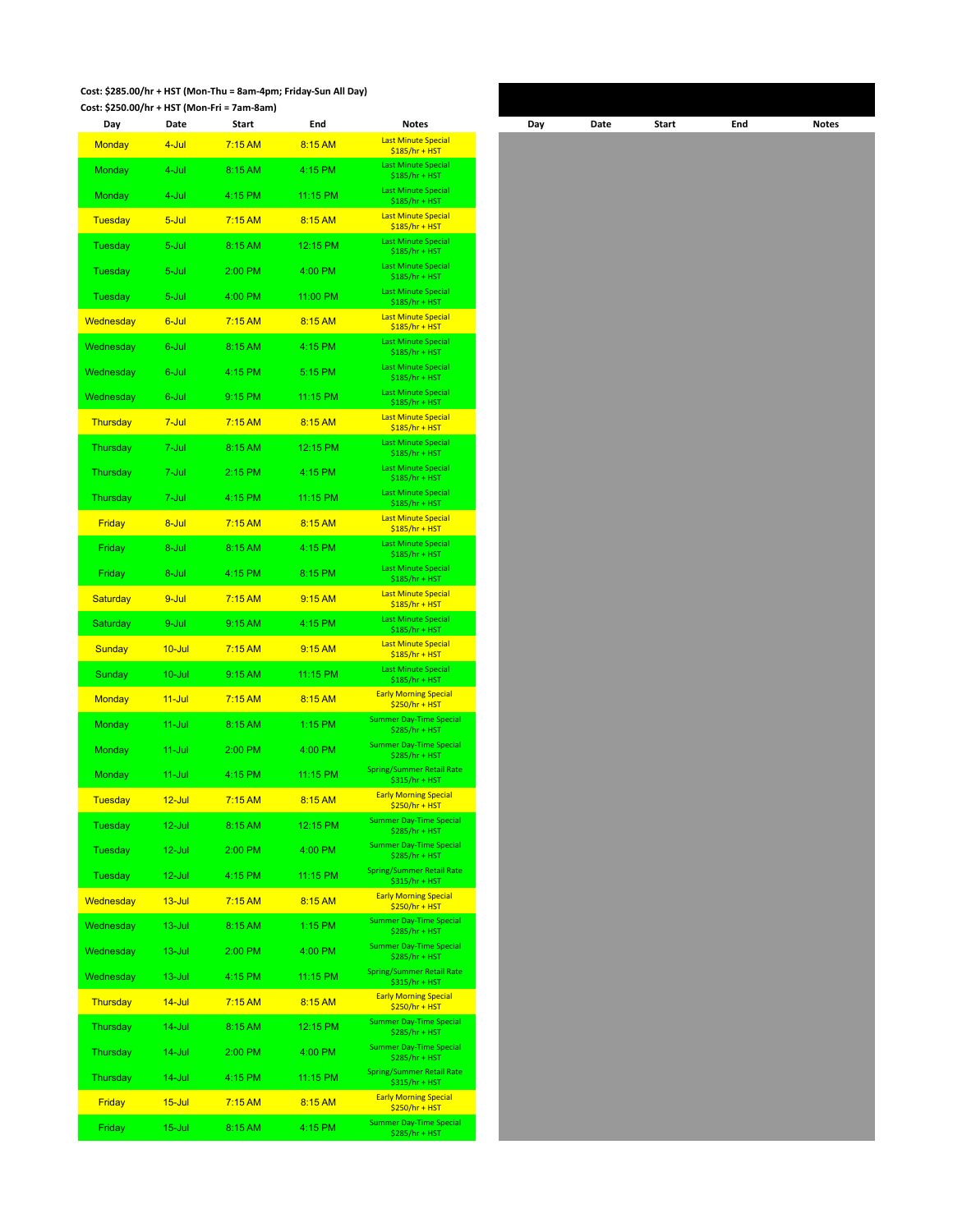Cost: $285.00/hr + HST (Mon-Thu = 8am-4pm; Friday-Sun All Day)

Cost: $250.00/hr + HST (Mon-Fri = 7am-8am)

| Day | Date | Start | End | Notes |
|---|---|---|---|---|
| Monday | 4-Jul | 7:15 AM | 8:15 AM | Last Minute Special $185/hr + HST |
| Monday | 4-Jul | 8:15 AM | 4:15 PM | Last Minute Special $185/hr + HST |
| Monday | 4-Jul | 4:15 PM | 11:15 PM | Last Minute Special $185/hr + HST |
| Tuesday | 5-Jul | 7:15 AM | 8:15 AM | Last Minute Special $185/hr + HST |
| Tuesday | 5-Jul | 8:15 AM | 12:15 PM | Last Minute Special $185/hr + HST |
| Tuesday | 5-Jul | 2:00 PM | 4:00 PM | Last Minute Special $185/hr + HST |
| Tuesday | 5-Jul | 4:00 PM | 11:00 PM | Last Minute Special $185/hr + HST |
| Wednesday | 6-Jul | 7:15 AM | 8:15 AM | Last Minute Special $185/hr + HST |
| Wednesday | 6-Jul | 8:15 AM | 4:15 PM | Last Minute Special $185/hr + HST |
| Wednesday | 6-Jul | 4:15 PM | 5:15 PM | Last Minute Special $185/hr + HST |
| Wednesday | 6-Jul | 9:15 PM | 11:15 PM | Last Minute Special $185/hr + HST |
| Thursday | 7-Jul | 7:15 AM | 8:15 AM | Last Minute Special $185/hr + HST |
| Thursday | 7-Jul | 8:15 AM | 12:15 PM | Last Minute Special $185/hr + HST |
| Thursday | 7-Jul | 2:15 PM | 4:15 PM | Last Minute Special $185/hr + HST |
| Thursday | 7-Jul | 4:15 PM | 11:15 PM | Last Minute Special $185/hr + HST |
| Friday | 8-Jul | 7:15 AM | 8:15 AM | Last Minute Special $185/hr + HST |
| Friday | 8-Jul | 8:15 AM | 4:15 PM | Last Minute Special $185/hr + HST |
| Friday | 8-Jul | 4:15 PM | 8:15 PM | Last Minute Special $185/hr + HST |
| Saturday | 9-Jul | 7:15 AM | 9:15 AM | Last Minute Special $185/hr + HST |
| Saturday | 9-Jul | 9:15 AM | 4:15 PM | Last Minute Special $185/hr + HST |
| Sunday | 10-Jul | 7:15 AM | 9:15 AM | Last Minute Special $185/hr + HST |
| Sunday | 10-Jul | 9:15 AM | 11:15 PM | Last Minute Special $185/hr + HST |
| Monday | 11-Jul | 7:15 AM | 8:15 AM | Early Morning Special $250/hr + HST |
| Monday | 11-Jul | 8:15 AM | 1:15 PM | Summer Day-Time Special $285/hr + HST |
| Monday | 11-Jul | 2:00 PM | 4:00 PM | Summer Day-Time Special $285/hr + HST |
| Monday | 11-Jul | 4:15 PM | 11:15 PM | Spring/Summer Retail Rate $315/hr + HST |
| Tuesday | 12-Jul | 7:15 AM | 8:15 AM | Early Morning Special $250/hr + HST |
| Tuesday | 12-Jul | 8:15 AM | 12:15 PM | Summer Day-Time Special $285/hr + HST |
| Tuesday | 12-Jul | 2:00 PM | 4:00 PM | Summer Day-Time Special $285/hr + HST |
| Tuesday | 12-Jul | 4:15 PM | 11:15 PM | Spring/Summer Retail Rate $315/hr + HST |
| Wednesday | 13-Jul | 7:15 AM | 8:15 AM | Early Morning Special $250/hr + HST |
| Wednesday | 13-Jul | 8:15 AM | 1:15 PM | Summer Day-Time Special $285/hr + HST |
| Wednesday | 13-Jul | 2:00 PM | 4:00 PM | Summer Day-Time Special $285/hr + HST |
| Wednesday | 13-Jul | 4:15 PM | 11:15 PM | Spring/Summer Retail Rate $315/hr + HST |
| Thursday | 14-Jul | 7:15 AM | 8:15 AM | Early Morning Special $250/hr + HST |
| Thursday | 14-Jul | 8:15 AM | 12:15 PM | Summer Day-Time Special $285/hr + HST |
| Thursday | 14-Jul | 2:00 PM | 4:00 PM | Summer Day-Time Special $285/hr + HST |
| Thursday | 14-Jul | 4:15 PM | 11:15 PM | Spring/Summer Retail Rate $315/hr + HST |
| Friday | 15-Jul | 7:15 AM | 8:15 AM | Early Morning Special $250/hr + HST |
| Friday | 15-Jul | 8:15 AM | 4:15 PM | Summer Day-Time Special $285/hr + HST |

| Day | Date | Start | End | Notes |
|---|---|---|---|---|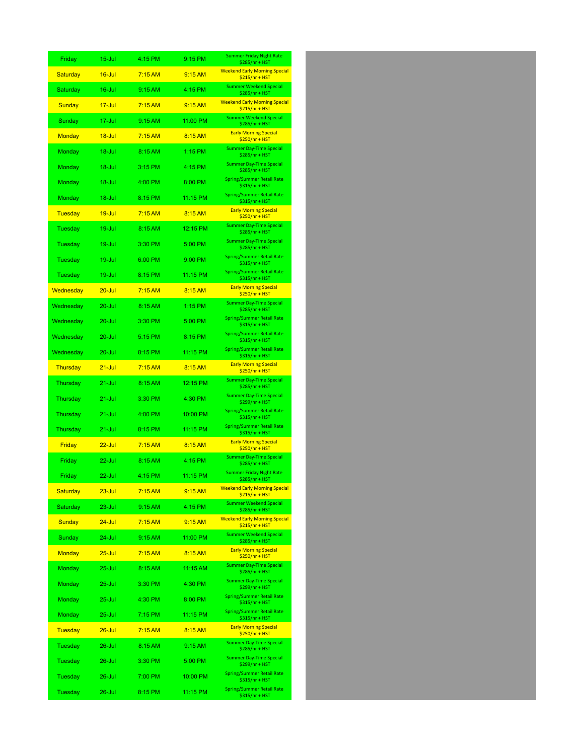| Friday | 15-Jul | 4:15 PM | 9:15 PM | Summer Friday Night Rate $285/hr + HST |
|---|---|---|---|---|
| Saturday | 16-Jul | 7:15 AM | 9:15 AM | Weekend Early Morning Special $215/hr + HST |
| Saturday | 16-Jul | 9:15 AM | 4:15 PM | Summer Weekend Special $285/hr + HST |
| Sunday | 17-Jul | 7:15 AM | 9:15 AM | Weekend Early Morning Special $215/hr + HST |
| Sunday | 17-Jul | 9:15 AM | 11:00 PM | Summer Weekend Special $285/hr + HST |
| Monday | 18-Jul | 7:15 AM | 8:15 AM | Early Morning Special $250/hr + HST |
| Monday | 18-Jul | 8:15 AM | 1:15 PM | Summer Day-Time Special $285/hr + HST |
| Monday | 18-Jul | 3:15 PM | 4:15 PM | Summer Day-Time Special $285/hr + HST |
| Monday | 18-Jul | 4:00 PM | 8:00 PM | Spring/Summer Retail Rate $315/hr + HST |
| Monday | 18-Jul | 8:15 PM | 11:15 PM | Spring/Summer Retail Rate $315/hr + HST |
| Tuesday | 19-Jul | 7:15 AM | 8:15 AM | Early Morning Special $250/hr + HST |
| Tuesday | 19-Jul | 8:15 AM | 12:15 PM | Summer Day-Time Special $285/hr + HST |
| Tuesday | 19-Jul | 3:30 PM | 5:00 PM | Summer Day-Time Special $285/hr + HST |
| Tuesday | 19-Jul | 6:00 PM | 9:00 PM | Spring/Summer Retail Rate $315/hr + HST |
| Tuesday | 19-Jul | 8:15 PM | 11:15 PM | Spring/Summer Retail Rate $315/hr + HST |
| Wednesday | 20-Jul | 7:15 AM | 8:15 AM | Early Morning Special $250/hr + HST |
| Wednesday | 20-Jul | 8:15 AM | 1:15 PM | Summer Day-Time Special $285/hr + HST |
| Wednesday | 20-Jul | 3:30 PM | 5:00 PM | Spring/Summer Retail Rate $315/hr + HST |
| Wednesday | 20-Jul | 5:15 PM | 8:15 PM | Spring/Summer Retail Rate $315/hr + HST |
| Wednesday | 20-Jul | 8:15 PM | 11:15 PM | Spring/Summer Retail Rate $315/hr + HST |
| Thursday | 21-Jul | 7:15 AM | 8:15 AM | Early Morning Special $250/hr + HST |
| Thursday | 21-Jul | 8:15 AM | 12:15 PM | Summer Day-Time Special $285/hr + HST |
| Thursday | 21-Jul | 3:30 PM | 4:30 PM | Summer Day-Time Special $299/hr + HST |
| Thursday | 21-Jul | 4:00 PM | 10:00 PM | Spring/Summer Retail Rate $315/hr + HST |
| Thursday | 21-Jul | 8:15 PM | 11:15 PM | Spring/Summer Retail Rate $315/hr + HST |
| Friday | 22-Jul | 7:15 AM | 8:15 AM | Early Morning Special $250/hr + HST |
| Friday | 22-Jul | 8:15 AM | 4:15 PM | Summer Day-Time Special $285/hr + HST |
| Friday | 22-Jul | 4:15 PM | 11:15 PM | Summer Friday Night Rate $285/hr + HST |
| Saturday | 23-Jul | 7:15 AM | 9:15 AM | Weekend Early Morning Special $215/hr + HST |
| Saturday | 23-Jul | 9:15 AM | 4:15 PM | Summer Weekend Special $285/hr + HST |
| Sunday | 24-Jul | 7:15 AM | 9:15 AM | Weekend Early Morning Special $215/hr + HST |
| Sunday | 24-Jul | 9:15 AM | 11:00 PM | Summer Weekend Special $285/hr + HST |
| Monday | 25-Jul | 7:15 AM | 8:15 AM | Early Morning Special $250/hr + HST |
| Monday | 25-Jul | 8:15 AM | 11:15 AM | Summer Day-Time Special $285/hr + HST |
| Monday | 25-Jul | 3:30 PM | 4:30 PM | Summer Day-Time Special $299/hr + HST |
| Monday | 25-Jul | 4:30 PM | 8:00 PM | Spring/Summer Retail Rate $315/hr + HST |
| Monday | 25-Jul | 7:15 PM | 11:15 PM | Spring/Summer Retail Rate $315/hr + HST |
| Tuesday | 26-Jul | 7:15 AM | 8:15 AM | Early Morning Special $250/hr + HST |
| Tuesday | 26-Jul | 8:15 AM | 9:15 AM | Summer Day-Time Special $285/hr + HST |
| Tuesday | 26-Jul | 3:30 PM | 5:00 PM | Summer Day-Time Special $299/hr + HST |
| Tuesday | 26-Jul | 7:00 PM | 10:00 PM | Spring/Summer Retail Rate $315/hr + HST |
| Tuesday | 26-Jul | 8:15 PM | 11:15 PM | Spring/Summer Retail Rate $315/hr + HST |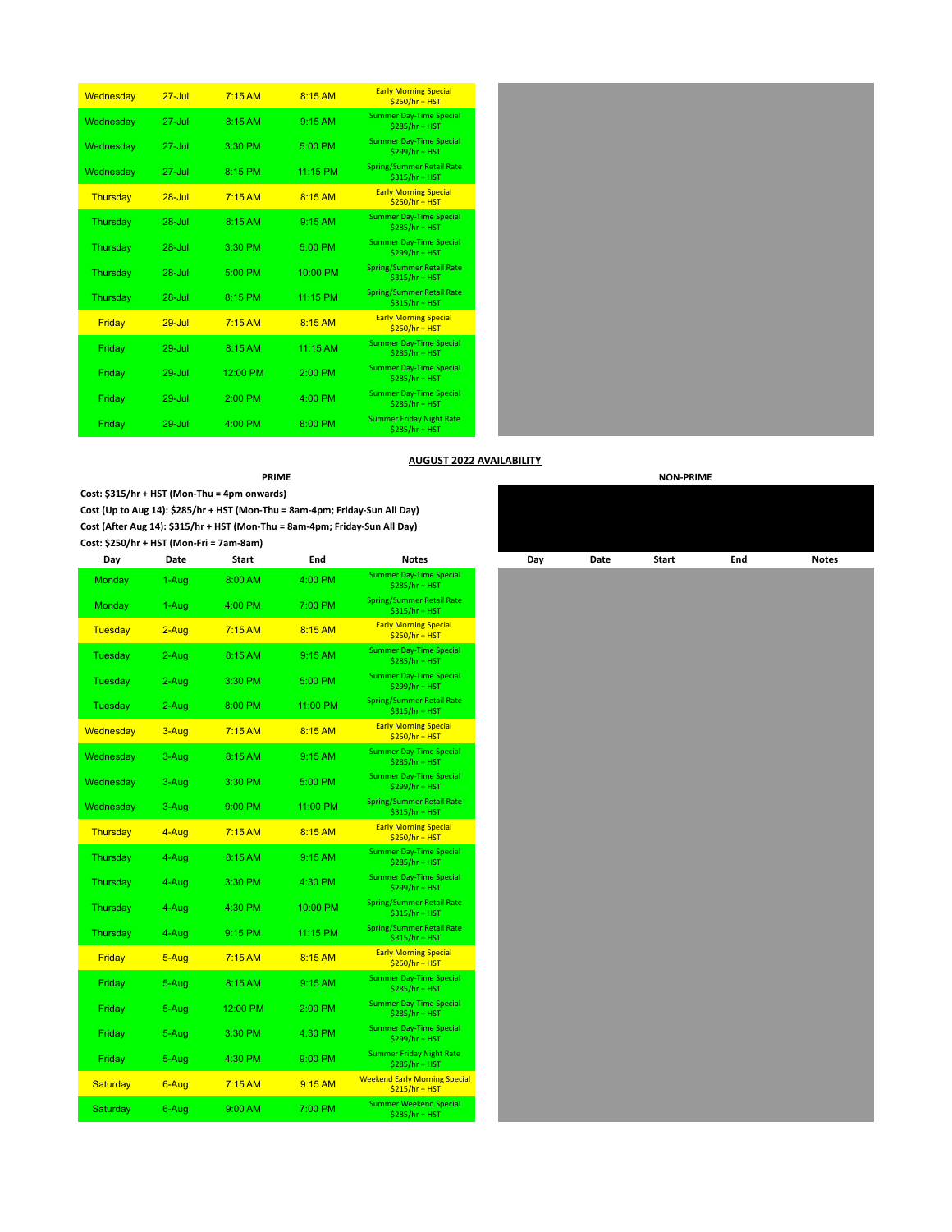| Day | Date | Start | End | Notes |
|---|---|---|---|---|
| Wednesday | 27-Jul | 7:15 AM | 8:15 AM | Early Morning Special $250/hr + HST |
| Wednesday | 27-Jul | 8:15 AM | 9:15 AM | Summer Day-Time Special $285/hr + HST |
| Wednesday | 27-Jul | 3:30 PM | 5:00 PM | Summer Day-Time Special $299/hr + HST |
| Wednesday | 27-Jul | 8:15 PM | 11:15 PM | Spring/Summer Retail Rate $315/hr + HST |
| Thursday | 28-Jul | 7:15 AM | 8:15 AM | Early Morning Special $250/hr + HST |
| Thursday | 28-Jul | 8:15 AM | 9:15 AM | Summer Day-Time Special $285/hr + HST |
| Thursday | 28-Jul | 3:30 PM | 5:00 PM | Summer Day-Time Special $299/hr + HST |
| Thursday | 28-Jul | 5:00 PM | 10:00 PM | Spring/Summer Retail Rate $315/hr + HST |
| Thursday | 28-Jul | 8:15 PM | 11:15 PM | Spring/Summer Retail Rate $315/hr + HST |
| Friday | 29-Jul | 7:15 AM | 8:15 AM | Early Morning Special $250/hr + HST |
| Friday | 29-Jul | 8:15 AM | 11:15 AM | Summer Day-Time Special $285/hr + HST |
| Friday | 29-Jul | 12:00 PM | 2:00 PM | Summer Day-Time Special $285/hr + HST |
| Friday | 29-Jul | 2:00 PM | 4:00 PM | Summer Day-Time Special $285/hr + HST |
| Friday | 29-Jul | 4:00 PM | 8:00 PM | Summer Friday Night Rate $285/hr + HST |

## AUGUST 2022 AVAILABILITY

**PRIME**

**Cost: $315/hr + HST (Mon-Thu = 4pm onwards)**

**Cost (Up to Aug 14): $285/hr + HST (Mon-Thu = 8am-4pm; Friday-Sun All Day)**

**Cost (After Aug 14): $315/hr + HST (Mon-Thu = 8am-4pm; Friday-Sun All Day)**

**Cost: $250/hr + HST (Mon-Fri = 7am-8am)**

| Day | Date | Start | End | Notes |
|---|---|---|---|---|
| Monday | 1-Aug | 8:00 AM | 4:00 PM | Summer Day-Time Special $285/hr + HST |
| Monday | 1-Aug | 4:00 PM | 7:00 PM | Spring/Summer Retail Rate $315/hr + HST |
| Tuesday | 2-Aug | 7:15 AM | 8:15 AM | Early Morning Special $250/hr + HST |
| Tuesday | 2-Aug | 8:15 AM | 9:15 AM | Summer Day-Time Special $285/hr + HST |
| Tuesday | 2-Aug | 3:30 PM | 5:00 PM | Summer Day-Time Special $299/hr + HST |
| Tuesday | 2-Aug | 8:00 PM | 11:00 PM | Spring/Summer Retail Rate $315/hr + HST |
| Wednesday | 3-Aug | 7:15 AM | 8:15 AM | Early Morning Special $250/hr + HST |
| Wednesday | 3-Aug | 8:15 AM | 9:15 AM | Summer Day-Time Special $285/hr + HST |
| Wednesday | 3-Aug | 3:30 PM | 5:00 PM | Summer Day-Time Special $299/hr + HST |
| Wednesday | 3-Aug | 9:00 PM | 11:00 PM | Spring/Summer Retail Rate $315/hr + HST |
| Thursday | 4-Aug | 7:15 AM | 8:15 AM | Early Morning Special $250/hr + HST |
| Thursday | 4-Aug | 8:15 AM | 9:15 AM | Summer Day-Time Special $285/hr + HST |
| Thursday | 4-Aug | 3:30 PM | 4:30 PM | Summer Day-Time Special $299/hr + HST |
| Thursday | 4-Aug | 4:30 PM | 10:00 PM | Spring/Summer Retail Rate $315/hr + HST |
| Thursday | 4-Aug | 9:15 PM | 11:15 PM | Spring/Summer Retail Rate $315/hr + HST |
| Friday | 5-Aug | 7:15 AM | 8:15 AM | Early Morning Special $250/hr + HST |
| Friday | 5-Aug | 8:15 AM | 9:15 AM | Summer Day-Time Special $285/hr + HST |
| Friday | 5-Aug | 12:00 PM | 2:00 PM | Summer Day-Time Special $285/hr + HST |
| Friday | 5-Aug | 3:30 PM | 4:30 PM | Summer Day-Time Special $299/hr + HST |
| Friday | 5-Aug | 4:30 PM | 9:00 PM | Summer Friday Night Rate $285/hr + HST |
| Saturday | 6-Aug | 7:15 AM | 9:15 AM | Weekend Early Morning Special $215/hr + HST |
| Saturday | 6-Aug | 9:00 AM | 7:00 PM | Summer Weekend Special $285/hr + HST |

**NON-PRIME**

| Day | Date | Start | End | Notes |
|---|---|---|---|---|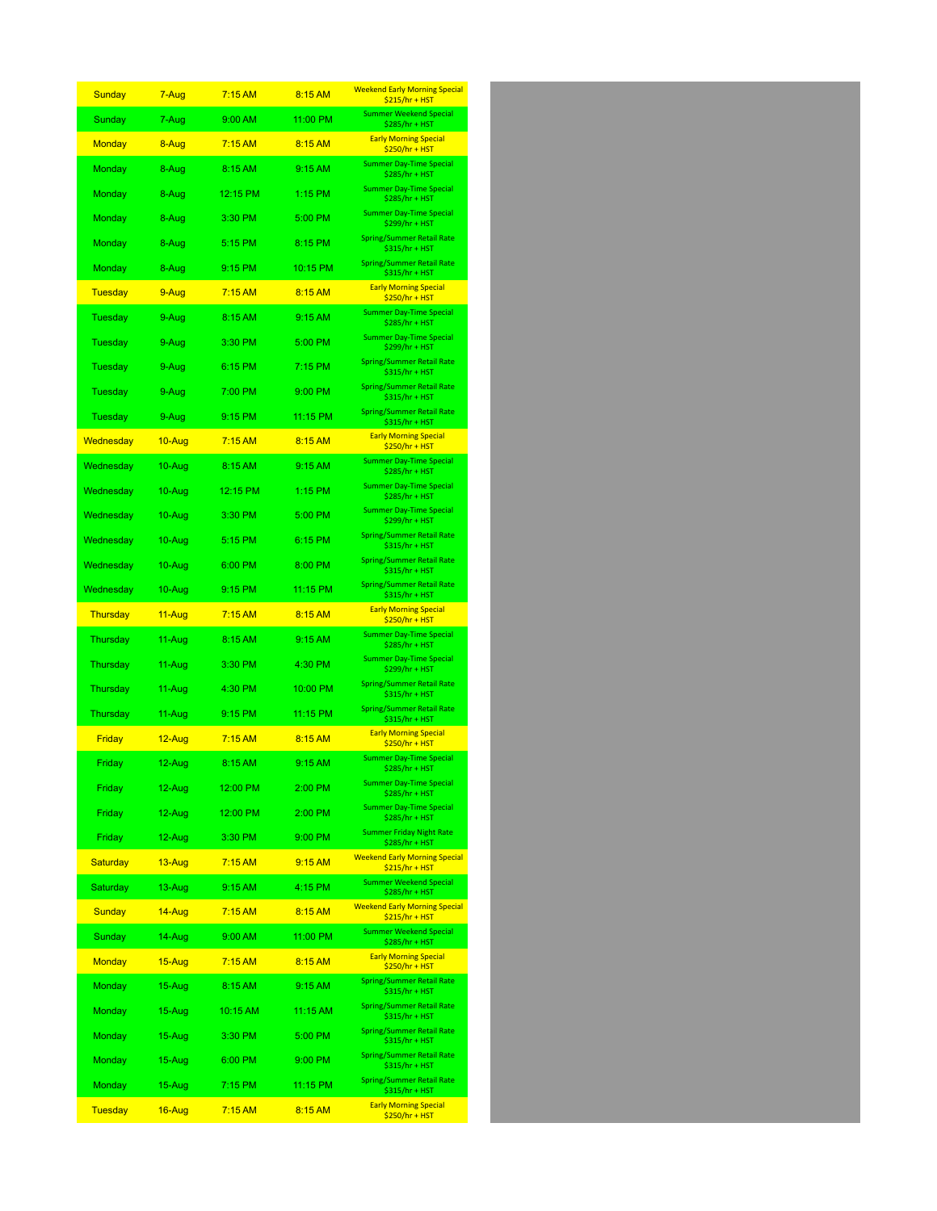| Sunday | 7-Aug | 7:15 AM | 8:15 AM | Weekend Early Morning Special $215/hr + HST |
|---|---|---|---|---|
| Sunday | 7-Aug | 9:00 AM | 11:00 PM | Summer Weekend Special $285/hr + HST |
| Monday | 8-Aug | 7:15 AM | 8:15 AM | Early Morning Special $250/hr + HST |
| Monday | 8-Aug | 8:15 AM | 9:15 AM | Summer Day-Time Special $285/hr + HST |
| Monday | 8-Aug | 12:15 PM | 1:15 PM | Summer Day-Time Special $285/hr + HST |
| Monday | 8-Aug | 3:30 PM | 5:00 PM | Summer Day-Time Special $299/hr + HST |
| Monday | 8-Aug | 5:15 PM | 8:15 PM | Spring/Summer Retail Rate $315/hr + HST |
| Monday | 8-Aug | 9:15 PM | 10:15 PM | Spring/Summer Retail Rate $315/hr + HST |
| Tuesday | 9-Aug | 7:15 AM | 8:15 AM | Early Morning Special $250/hr + HST |
| Tuesday | 9-Aug | 8:15 AM | 9:15 AM | Summer Day-Time Special $285/hr + HST |
| Tuesday | 9-Aug | 3:30 PM | 5:00 PM | Summer Day-Time Special $299/hr + HST |
| Tuesday | 9-Aug | 6:15 PM | 7:15 PM | Spring/Summer Retail Rate $315/hr + HST |
| Tuesday | 9-Aug | 7:00 PM | 9:00 PM | Spring/Summer Retail Rate $315/hr + HST |
| Tuesday | 9-Aug | 9:15 PM | 11:15 PM | Spring/Summer Retail Rate $315/hr + HST |
| Wednesday | 10-Aug | 7:15 AM | 8:15 AM | Early Morning Special $250/hr + HST |
| Wednesday | 10-Aug | 8:15 AM | 9:15 AM | Summer Day-Time Special $285/hr + HST |
| Wednesday | 10-Aug | 12:15 PM | 1:15 PM | Summer Day-Time Special $285/hr + HST |
| Wednesday | 10-Aug | 3:30 PM | 5:00 PM | Summer Day-Time Special $299/hr + HST |
| Wednesday | 10-Aug | 5:15 PM | 6:15 PM | Spring/Summer Retail Rate $315/hr + HST |
| Wednesday | 10-Aug | 6:00 PM | 8:00 PM | Spring/Summer Retail Rate $315/hr + HST |
| Wednesday | 10-Aug | 9:15 PM | 11:15 PM | Spring/Summer Retail Rate $315/hr + HST |
| Thursday | 11-Aug | 7:15 AM | 8:15 AM | Early Morning Special $250/hr + HST |
| Thursday | 11-Aug | 8:15 AM | 9:15 AM | Summer Day-Time Special $285/hr + HST |
| Thursday | 11-Aug | 3:30 PM | 4:30 PM | Summer Day-Time Special $299/hr + HST |
| Thursday | 11-Aug | 4:30 PM | 10:00 PM | Spring/Summer Retail Rate $315/hr + HST |
| Thursday | 11-Aug | 9:15 PM | 11:15 PM | Spring/Summer Retail Rate $315/hr + HST |
| Friday | 12-Aug | 7:15 AM | 8:15 AM | Early Morning Special $250/hr + HST |
| Friday | 12-Aug | 8:15 AM | 9:15 AM | Summer Day-Time Special $285/hr + HST |
| Friday | 12-Aug | 12:00 PM | 2:00 PM | Summer Day-Time Special $285/hr + HST |
| Friday | 12-Aug | 12:00 PM | 2:00 PM | Summer Day-Time Special $285/hr + HST |
| Friday | 12-Aug | 3:30 PM | 9:00 PM | Summer Friday Night Rate $285/hr + HST |
| Saturday | 13-Aug | 7:15 AM | 9:15 AM | Weekend Early Morning Special $215/hr + HST |
| Saturday | 13-Aug | 9:15 AM | 4:15 PM | Summer Weekend Special $285/hr + HST |
| Sunday | 14-Aug | 7:15 AM | 8:15 AM | Weekend Early Morning Special $215/hr + HST |
| Sunday | 14-Aug | 9:00 AM | 11:00 PM | Summer Weekend Special $285/hr + HST |
| Monday | 15-Aug | 7:15 AM | 8:15 AM | Early Morning Special $250/hr + HST |
| Monday | 15-Aug | 8:15 AM | 9:15 AM | Spring/Summer Retail Rate $315/hr + HST |
| Monday | 15-Aug | 10:15 AM | 11:15 AM | Spring/Summer Retail Rate $315/hr + HST |
| Monday | 15-Aug | 3:30 PM | 5:00 PM | Spring/Summer Retail Rate $315/hr + HST |
| Monday | 15-Aug | 6:00 PM | 9:00 PM | Spring/Summer Retail Rate $315/hr + HST |
| Monday | 15-Aug | 7:15 PM | 11:15 PM | Spring/Summer Retail Rate $315/hr + HST |
| Tuesday | 16-Aug | 7:15 AM | 8:15 AM | Early Morning Special $250/hr + HST |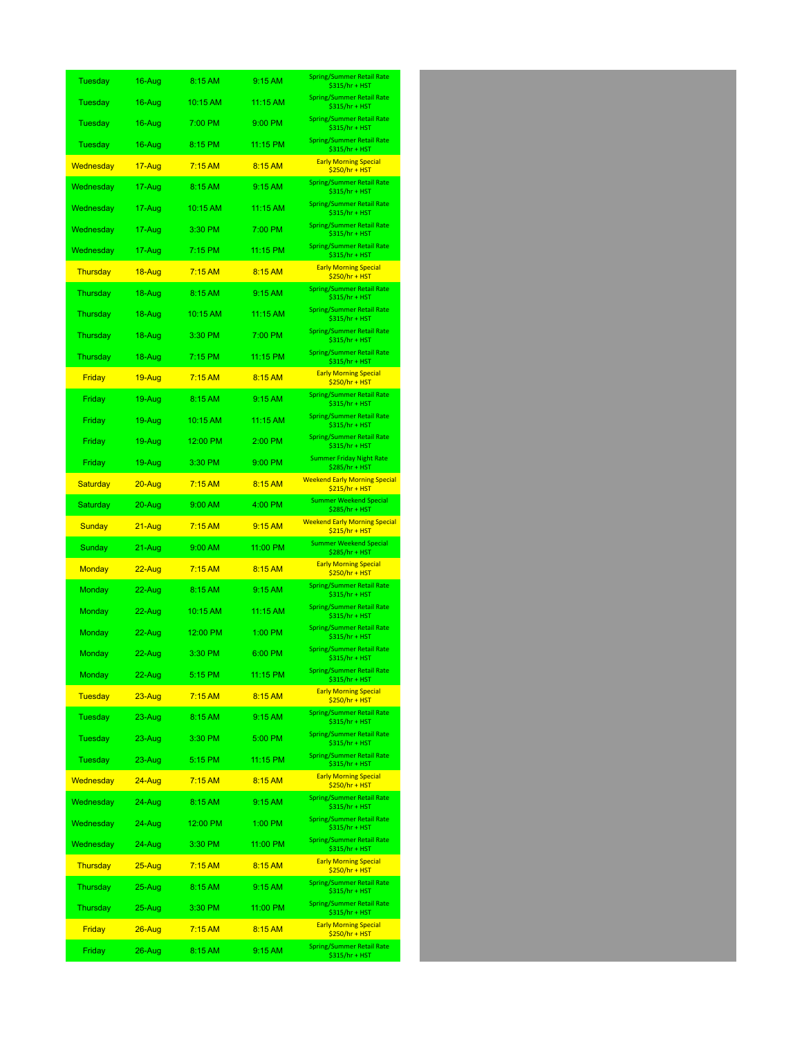| | | | | |
|---|---|---|---|---|
| Tuesday | 16-Aug | 8:15 AM | 9:15 AM | Spring/Summer Retail Rate $315/hr + HST |
| Tuesday | 16-Aug | 10:15 AM | 11:15 AM | Spring/Summer Retail Rate $315/hr + HST |
| Tuesday | 16-Aug | 7:00 PM | 9:00 PM | Spring/Summer Retail Rate $315/hr + HST |
| Tuesday | 16-Aug | 8:15 PM | 11:15 PM | Spring/Summer Retail Rate $315/hr + HST |
| Wednesday | 17-Aug | 7:15 AM | 8:15 AM | Early Morning Special $250/hr + HST |
| Wednesday | 17-Aug | 8:15 AM | 9:15 AM | Spring/Summer Retail Rate $315/hr + HST |
| Wednesday | 17-Aug | 10:15 AM | 11:15 AM | Spring/Summer Retail Rate $315/hr + HST |
| Wednesday | 17-Aug | 3:30 PM | 7:00 PM | Spring/Summer Retail Rate $315/hr + HST |
| Wednesday | 17-Aug | 7:15 PM | 11:15 PM | Spring/Summer Retail Rate $315/hr + HST |
| Thursday | 18-Aug | 7:15 AM | 8:15 AM | Early Morning Special $250/hr + HST |
| Thursday | 18-Aug | 8:15 AM | 9:15 AM | Spring/Summer Retail Rate $315/hr + HST |
| Thursday | 18-Aug | 10:15 AM | 11:15 AM | Spring/Summer Retail Rate $315/hr + HST |
| Thursday | 18-Aug | 3:30 PM | 7:00 PM | Spring/Summer Retail Rate $315/hr + HST |
| Thursday | 18-Aug | 7:15 PM | 11:15 PM | Spring/Summer Retail Rate $315/hr + HST |
| Friday | 19-Aug | 7:15 AM | 8:15 AM | Early Morning Special $250/hr + HST |
| Friday | 19-Aug | 8:15 AM | 9:15 AM | Spring/Summer Retail Rate $315/hr + HST |
| Friday | 19-Aug | 10:15 AM | 11:15 AM | Spring/Summer Retail Rate $315/hr + HST |
| Friday | 19-Aug | 12:00 PM | 2:00 PM | Spring/Summer Retail Rate $315/hr + HST |
| Friday | 19-Aug | 3:30 PM | 9:00 PM | Summer Friday Night Rate $285/hr + HST |
| Saturday | 20-Aug | 7:15 AM | 8:15 AM | Weekend Early Morning Special $215/hr + HST |
| Saturday | 20-Aug | 9:00 AM | 4:00 PM | Summer Weekend Special $285/hr + HST |
| Sunday | 21-Aug | 7:15 AM | 9:15 AM | Weekend Early Morning Special $215/hr + HST |
| Sunday | 21-Aug | 9:00 AM | 11:00 PM | Summer Weekend Special $285/hr + HST |
| Monday | 22-Aug | 7:15 AM | 8:15 AM | Early Morning Special $250/hr + HST |
| Monday | 22-Aug | 8:15 AM | 9:15 AM | Spring/Summer Retail Rate $315/hr + HST |
| Monday | 22-Aug | 10:15 AM | 11:15 AM | Spring/Summer Retail Rate $315/hr + HST |
| Monday | 22-Aug | 12:00 PM | 1:00 PM | Spring/Summer Retail Rate $315/hr + HST |
| Monday | 22-Aug | 3:30 PM | 6:00 PM | Spring/Summer Retail Rate $315/hr + HST |
| Monday | 22-Aug | 5:15 PM | 11:15 PM | Spring/Summer Retail Rate $315/hr + HST |
| Tuesday | 23-Aug | 7:15 AM | 8:15 AM | Early Morning Special $250/hr + HST |
| Tuesday | 23-Aug | 8:15 AM | 9:15 AM | Spring/Summer Retail Rate $315/hr + HST |
| Tuesday | 23-Aug | 3:30 PM | 5:00 PM | Spring/Summer Retail Rate $315/hr + HST |
| Tuesday | 23-Aug | 5:15 PM | 11:15 PM | Spring/Summer Retail Rate $315/hr + HST |
| Wednesday | 24-Aug | 7:15 AM | 8:15 AM | Early Morning Special $250/hr + HST |
| Wednesday | 24-Aug | 8:15 AM | 9:15 AM | Spring/Summer Retail Rate $315/hr + HST |
| Wednesday | 24-Aug | 12:00 PM | 1:00 PM | Spring/Summer Retail Rate $315/hr + HST |
| Wednesday | 24-Aug | 3:30 PM | 11:00 PM | Spring/Summer Retail Rate $315/hr + HST |
| Thursday | 25-Aug | 7:15 AM | 8:15 AM | Early Morning Special $250/hr + HST |
| Thursday | 25-Aug | 8:15 AM | 9:15 AM | Spring/Summer Retail Rate $315/hr + HST |
| Thursday | 25-Aug | 3:30 PM | 11:00 PM | Spring/Summer Retail Rate $315/hr + HST |
| Friday | 26-Aug | 7:15 AM | 8:15 AM | Early Morning Special $250/hr + HST |
| Friday | 26-Aug | 8:15 AM | 9:15 AM | Spring/Summer Retail Rate $315/hr + HST |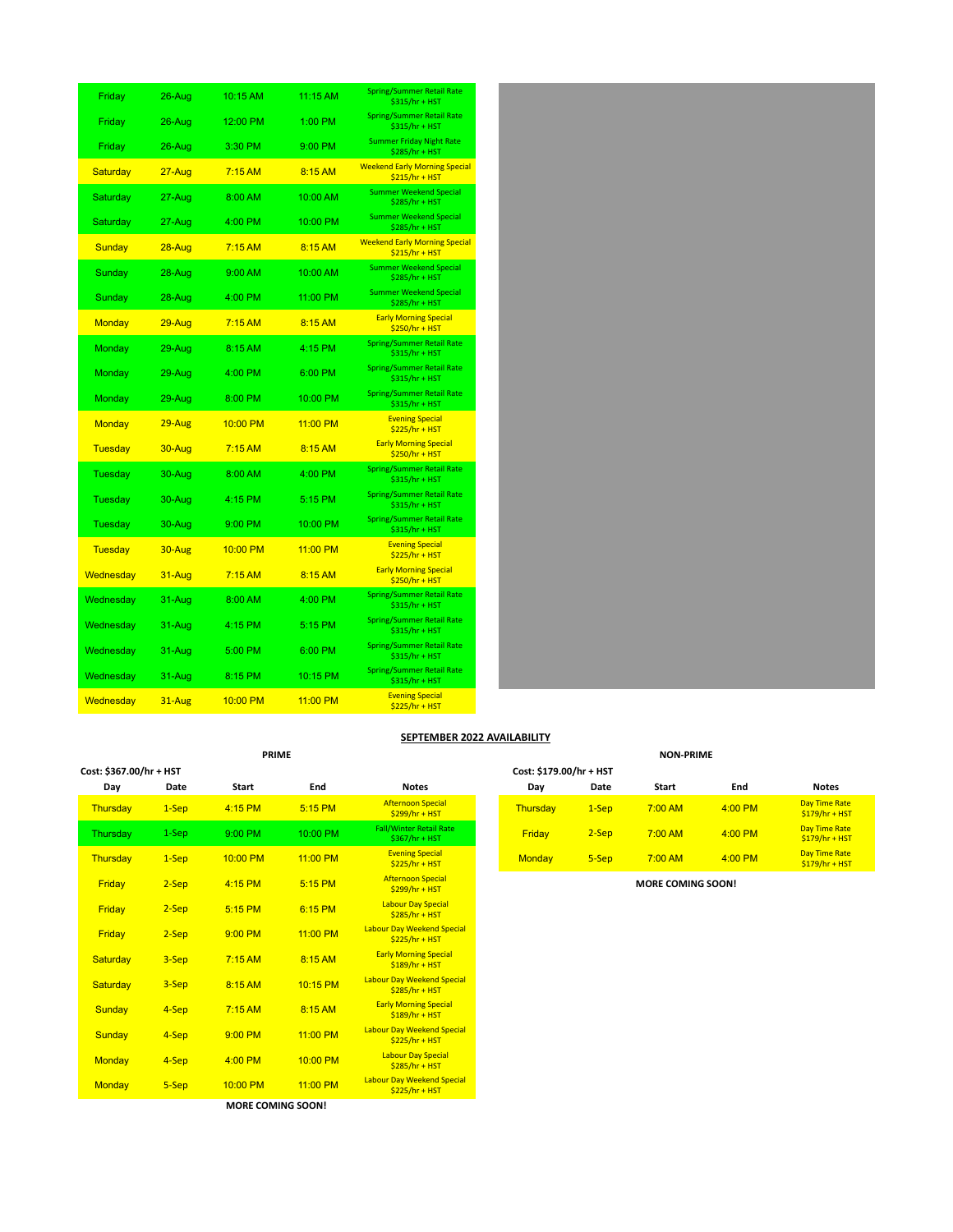| | | | | |
|---|---|---|---|---|
| Friday | 26-Aug | 10:15 AM | 11:15 AM | Spring/Summer Retail Rate $315/hr + HST |
| Friday | 26-Aug | 12:00 PM | 1:00 PM | Spring/Summer Retail Rate $315/hr + HST |
| Friday | 26-Aug | 3:30 PM | 9:00 PM | Summer Friday Night Rate $285/hr + HST |
| Saturday | 27-Aug | 7:15 AM | 8:15 AM | Weekend Early Morning Special $215/hr + HST |
| Saturday | 27-Aug | 8:00 AM | 10:00 AM | Summer Weekend Special $285/hr + HST |
| Saturday | 27-Aug | 4:00 PM | 10:00 PM | Summer Weekend Special $285/hr + HST |
| Sunday | 28-Aug | 7:15 AM | 8:15 AM | Weekend Early Morning Special $215/hr + HST |
| Sunday | 28-Aug | 9:00 AM | 10:00 AM | Summer Weekend Special $285/hr + HST |
| Sunday | 28-Aug | 4:00 PM | 11:00 PM | Summer Weekend Special $285/hr + HST |
| Monday | 29-Aug | 7:15 AM | 8:15 AM | Early Morning Special $250/hr + HST |
| Monday | 29-Aug | 8:15 AM | 4:15 PM | Spring/Summer Retail Rate $315/hr + HST |
| Monday | 29-Aug | 4:00 PM | 6:00 PM | Spring/Summer Retail Rate $315/hr + HST |
| Monday | 29-Aug | 8:00 PM | 10:00 PM | Spring/Summer Retail Rate $315/hr + HST |
| Monday | 29-Aug | 10:00 PM | 11:00 PM | Evening Special $225/hr + HST |
| Tuesday | 30-Aug | 7:15 AM | 8:15 AM | Early Morning Special $250/hr + HST |
| Tuesday | 30-Aug | 8:00 AM | 4:00 PM | Spring/Summer Retail Rate $315/hr + HST |
| Tuesday | 30-Aug | 4:15 PM | 5:15 PM | Spring/Summer Retail Rate $315/hr + HST |
| Tuesday | 30-Aug | 9:00 PM | 10:00 PM | Spring/Summer Retail Rate $315/hr + HST |
| Tuesday | 30-Aug | 10:00 PM | 11:00 PM | Evening Special $225/hr + HST |
| Wednesday | 31-Aug | 7:15 AM | 8:15 AM | Early Morning Special $250/hr + HST |
| Wednesday | 31-Aug | 8:00 AM | 4:00 PM | Spring/Summer Retail Rate $315/hr + HST |
| Wednesday | 31-Aug | 4:15 PM | 5:15 PM | Spring/Summer Retail Rate $315/hr + HST |
| Wednesday | 31-Aug | 5:00 PM | 6:00 PM | Spring/Summer Retail Rate $315/hr + HST |
| Wednesday | 31-Aug | 8:15 PM | 10:15 PM | Spring/Summer Retail Rate $315/hr + HST |
| Wednesday | 31-Aug | 10:00 PM | 11:00 PM | Evening Special $225/hr + HST |

## SEPTEMBER 2022 AVAILABILITY

### PRIME

Cost: $367.00/hr + HST

| Day | Date | Start | End | Notes |
|---|---|---|---|---|
| Thursday | 1-Sep | 4:15 PM | 5:15 PM | Afternoon Special $299/hr + HST |
| Thursday | 1-Sep | 9:00 PM | 10:00 PM | Fall/Winter Retail Rate $367/hr + HST |
| Thursday | 1-Sep | 10:00 PM | 11:00 PM | Evening Special $225/hr + HST |
| Friday | 2-Sep | 4:15 PM | 5:15 PM | Afternoon Special $299/hr + HST |
| Friday | 2-Sep | 5:15 PM | 6:15 PM | Labour Day Special $285/hr + HST |
| Friday | 2-Sep | 9:00 PM | 11:00 PM | Labour Day Weekend Special $225/hr + HST |
| Saturday | 3-Sep | 7:15 AM | 8:15 AM | Early Morning Special $189/hr + HST |
| Saturday | 3-Sep | 8:15 AM | 10:15 PM | Labour Day Weekend Special $285/hr + HST |
| Sunday | 4-Sep | 7:15 AM | 8:15 AM | Early Morning Special $189/hr + HST |
| Sunday | 4-Sep | 9:00 PM | 11:00 PM | Labour Day Weekend Special $225/hr + HST |
| Monday | 4-Sep | 4:00 PM | 10:00 PM | Labour Day Special $285/hr + HST |
| Monday | 5-Sep | 10:00 PM | 11:00 PM | Labour Day Weekend Special $225/hr + HST |

**MORE COMING SOON!**

### NON-PRIME

Cost: $179.00/hr + HST

| Day | Date | Start | End | Notes |
|---|---|---|---|---|
| Thursday | 1-Sep | 7:00 AM | 4:00 PM | Day Time Rate $179/hr + HST |
| Friday | 2-Sep | 7:00 AM | 4:00 PM | Day Time Rate $179/hr + HST |
| Monday | 5-Sep | 7:00 AM | 4:00 PM | Day Time Rate $179/hr + HST |

**MORE COMING SOON!**